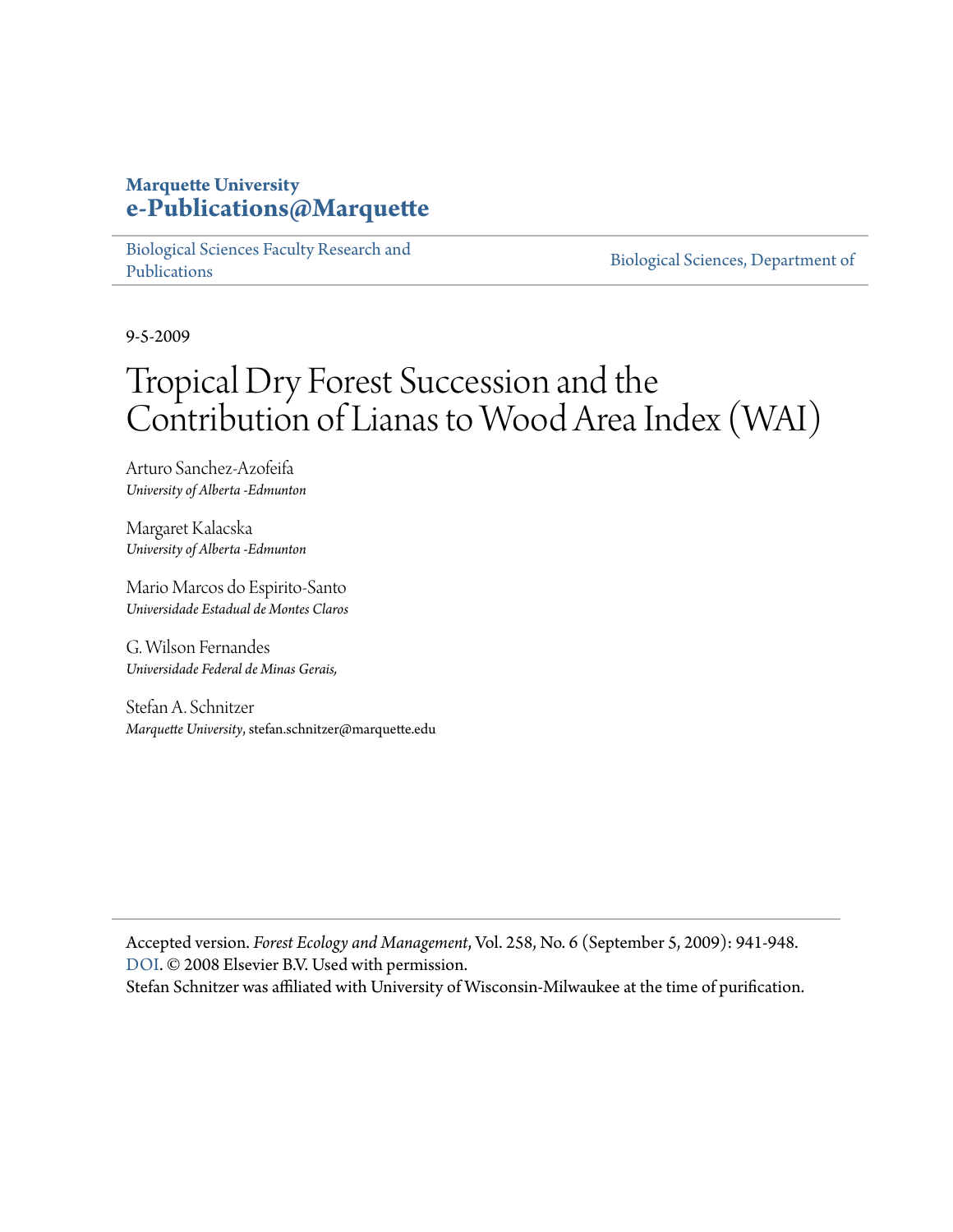**Marquette University**
**e-Publications@Marquette**

Biological Sciences Faculty Research and Publications | Biological Sciences, Department of

9-5-2009

# Tropical Dry Forest Succession and the Contribution of Lianas to Wood Area Index (WAI)

Arturo Sanchez-Azofeifa
*University of Alberta -Edmunton*

Margaret Kalacska
*University of Alberta -Edmunton*

Mario Marcos do Espirito-Santo
*Universidade Estadual de Montes Claros*

G. Wilson Fernandes
*Universidade Federal de Minas Gerais,*

Stefan A. Schnitzer
*Marquette University*, stefan.schnitzer@marquette.edu

Accepted version. *Forest Ecology and Management*, Vol. 258, No. 6 (September 5, 2009): 941-948. DOI. © 2008 Elsevier B.V. Used with permission.
Stefan Schnitzer was affiliated with University of Wisconsin-Milwaukee at the time of purification.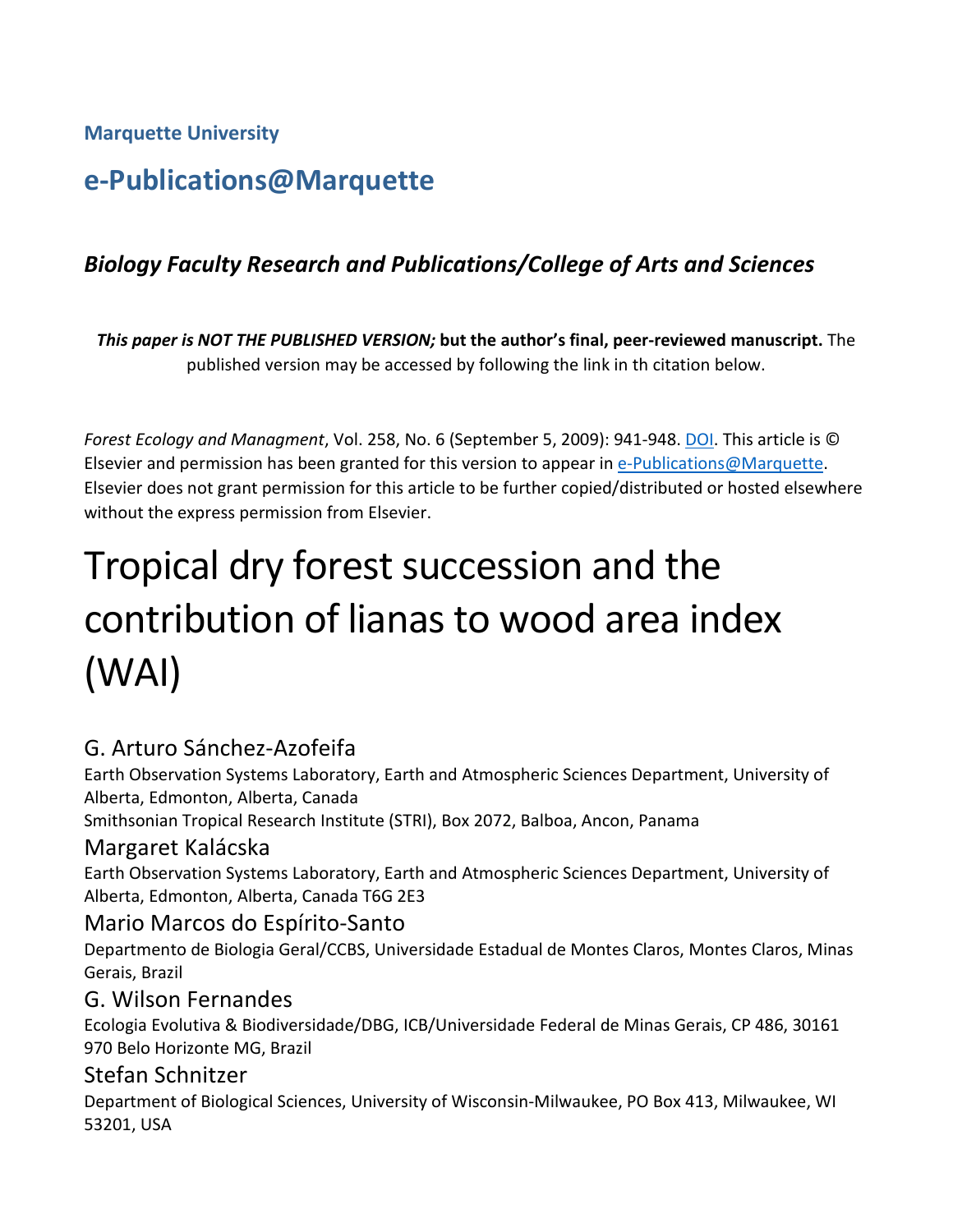Marquette University

# e-Publications@Marquette

### *Biology Faculty Research and Publications/College of Arts and Sciences*

***This paper is NOT THE PUBLISHED VERSION;* but the author's final, peer-reviewed manuscript.** The published version may be accessed by following the link in th citation below.

*Forest Ecology and Managment*, Vol. 258, No. 6 (September 5, 2009): 941-948. DOI. This article is © Elsevier and permission has been granted for this version to appear in e-Publications@Marquette. Elsevier does not grant permission for this article to be further copied/distributed or hosted elsewhere without the express permission from Elsevier.

# Tropical dry forest succession and the contribution of lianas to wood area index (WAI)

G. Arturo Sánchez-Azofeifa

Earth Observation Systems Laboratory, Earth and Atmospheric Sciences Department, University of Alberta, Edmonton, Alberta, Canada

Smithsonian Tropical Research Institute (STRI), Box 2072, Balboa, Ancon, Panama

Margaret Kalácska

Earth Observation Systems Laboratory, Earth and Atmospheric Sciences Department, University of Alberta, Edmonton, Alberta, Canada T6G 2E3

Mario Marcos do Espírito-Santo

Departmento de Biologia Geral/CCBS, Universidade Estadual de Montes Claros, Montes Claros, Minas Gerais, Brazil

G. Wilson Fernandes

Ecologia Evolutiva & Biodiversidade/DBG, ICB/Universidade Federal de Minas Gerais, CP 486, 30161 970 Belo Horizonte MG, Brazil

Stefan Schnitzer

Department of Biological Sciences, University of Wisconsin-Milwaukee, PO Box 413, Milwaukee, WI 53201, USA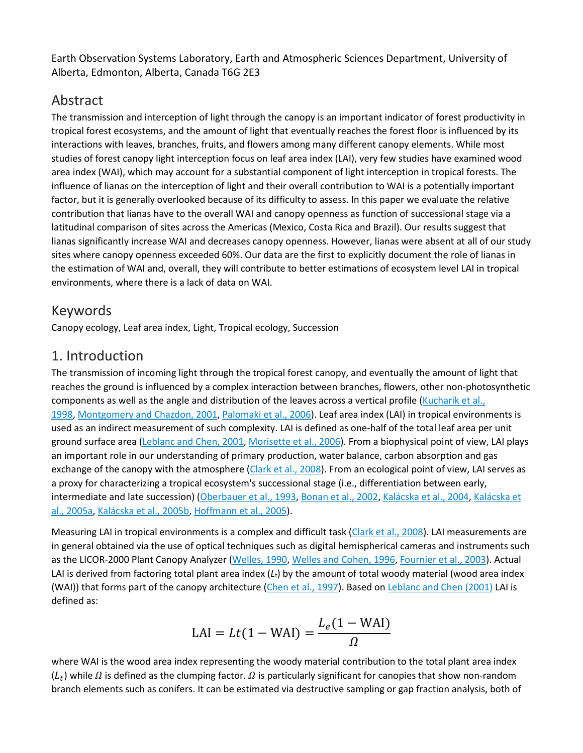Earth Observation Systems Laboratory, Earth and Atmospheric Sciences Department, University of Alberta, Edmonton, Alberta, Canada T6G 2E3

## Abstract

The transmission and interception of light through the canopy is an important indicator of forest productivity in tropical forest ecosystems, and the amount of light that eventually reaches the forest floor is influenced by its interactions with leaves, branches, fruits, and flowers among many different canopy elements. While most studies of forest canopy light interception focus on leaf area index (LAI), very few studies have examined wood area index (WAI), which may account for a substantial component of light interception in tropical forests. The influence of lianas on the interception of light and their overall contribution to WAI is a potentially important factor, but it is generally overlooked because of its difficulty to assess. In this paper we evaluate the relative contribution that lianas have to the overall WAI and canopy openness as function of successional stage via a latitudinal comparison of sites across the Americas (Mexico, Costa Rica and Brazil). Our results suggest that lianas significantly increase WAI and decreases canopy openness. However, lianas were absent at all of our study sites where canopy openness exceeded 60%. Our data are the first to explicitly document the role of lianas in the estimation of WAI and, overall, they will contribute to better estimations of ecosystem level LAI in tropical environments, where there is a lack of data on WAI.

## Keywords

Canopy ecology, Leaf area index, Light, Tropical ecology, Succession

## 1. Introduction

The transmission of incoming light through the tropical forest canopy, and eventually the amount of light that reaches the ground is influenced by a complex interaction between branches, flowers, other non-photosynthetic components as well as the angle and distribution of the leaves across a vertical profile (Kucharik et al., 1998, Montgomery and Chazdon, 2001, Palomaki et al., 2006). Leaf area index (LAI) in tropical environments is used as an indirect measurement of such complexity. LAI is defined as one-half of the total leaf area per unit ground surface area (Leblanc and Chen, 2001, Morisette et al., 2006). From a biophysical point of view, LAI plays an important role in our understanding of primary production, water balance, carbon absorption and gas exchange of the canopy with the atmosphere (Clark et al., 2008). From an ecological point of view, LAI serves as a proxy for characterizing a tropical ecosystem's successional stage (i.e., differentiation between early, intermediate and late succession) (Oberbauer et al., 1993, Bonan et al., 2002, Kalácska et al., 2004, Kalácska et al., 2005a, Kalácska et al., 2005b, Hoffmann et al., 2005).

Measuring LAI in tropical environments is a complex and difficult task (Clark et al., 2008). LAI measurements are in general obtained via the use of optical techniques such as digital hemispherical cameras and instruments such as the LICOR-2000 Plant Canopy Analyzer (Welles, 1990, Welles and Cohen, 1996, Fournier et al., 2003). Actual LAI is derived from factoring total plant area index ($L_t$) by the amount of total woody material (wood area index (WAI)) that forms part of the canopy architecture (Chen et al., 1997). Based on Leblanc and Chen (2001) LAI is defined as:

$$\text{LAI} = Lt(1 - \text{WAI}) = \frac{L_e(1 - \text{WAI})}{\Omega}$$

where WAI is the wood area index representing the woody material contribution to the total plant area index ($L_t$) while $\Omega$ is defined as the clumping factor. $\Omega$ is particularly significant for canopies that show non-random branch elements such as conifers. It can be estimated via destructive sampling or gap fraction analysis, both of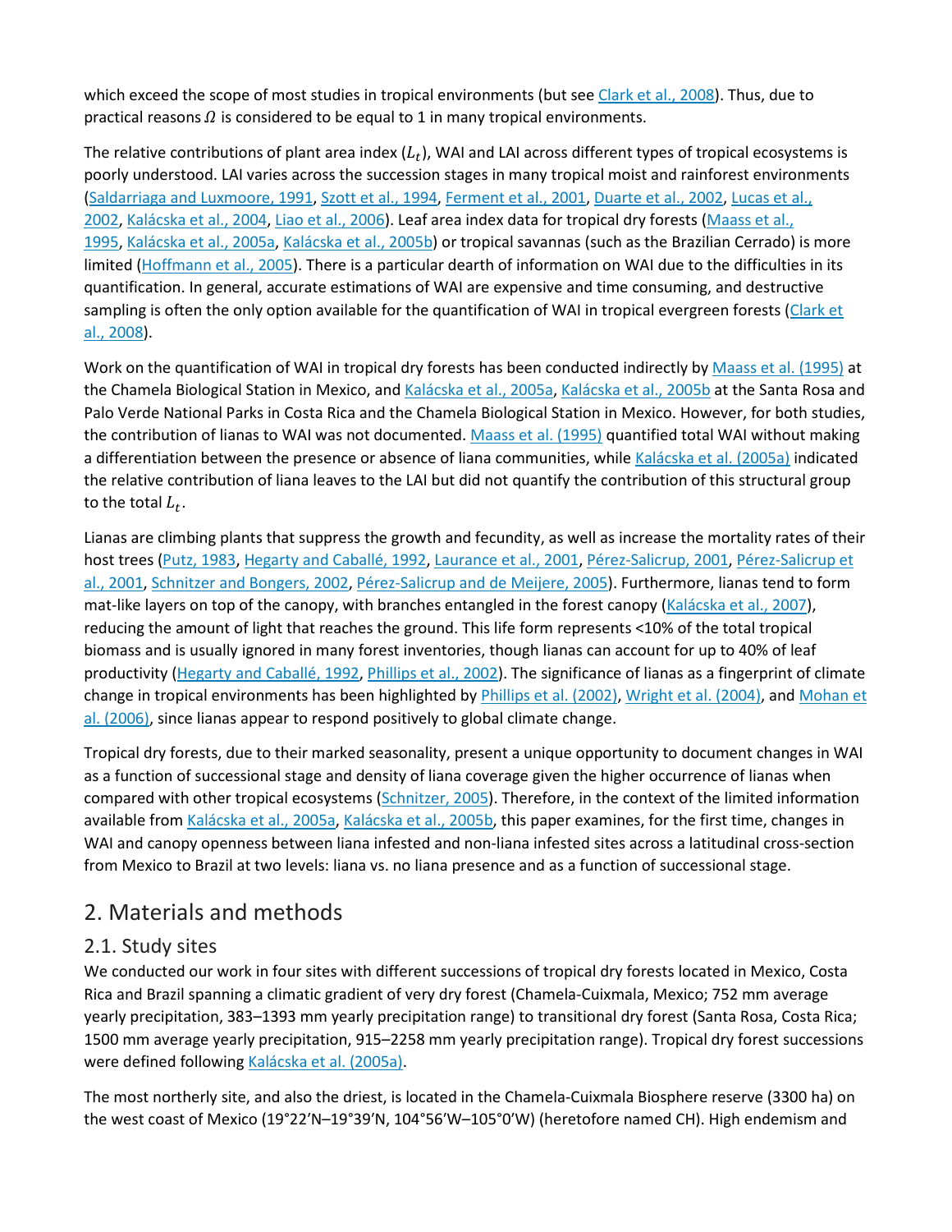which exceed the scope of most studies in tropical environments (but see Clark et al., 2008). Thus, due to practical reasons $\Omega$ is considered to be equal to 1 in many tropical environments.

The relative contributions of plant area index ($L_t$), WAI and LAI across different types of tropical ecosystems is poorly understood. LAI varies across the succession stages in many tropical moist and rainforest environments (Saldarriaga and Luxmoore, 1991, Szott et al., 1994, Ferment et al., 2001, Duarte et al., 2002, Lucas et al., 2002, Kalácska et al., 2004, Liao et al., 2006). Leaf area index data for tropical dry forests (Maass et al., 1995, Kalácska et al., 2005a, Kalácska et al., 2005b) or tropical savannas (such as the Brazilian Cerrado) is more limited (Hoffmann et al., 2005). There is a particular dearth of information on WAI due to the difficulties in its quantification. In general, accurate estimations of WAI are expensive and time consuming, and destructive sampling is often the only option available for the quantification of WAI in tropical evergreen forests (Clark et al., 2008).

Work on the quantification of WAI in tropical dry forests has been conducted indirectly by Maass et al. (1995) at the Chamela Biological Station in Mexico, and Kalácska et al., 2005a, Kalácska et al., 2005b at the Santa Rosa and Palo Verde National Parks in Costa Rica and the Chamela Biological Station in Mexico. However, for both studies, the contribution of lianas to WAI was not documented. Maass et al. (1995) quantified total WAI without making a differentiation between the presence or absence of liana communities, while Kalácska et al. (2005a) indicated the relative contribution of liana leaves to the LAI but did not quantify the contribution of this structural group to the total $L_t$.

Lianas are climbing plants that suppress the growth and fecundity, as well as increase the mortality rates of their host trees (Putz, 1983, Hegarty and Caballé, 1992, Laurance et al., 2001, Pérez-Salicrup, 2001, Pérez-Salicrup et al., 2001, Schnitzer and Bongers, 2002, Pérez-Salicrup and de Meijere, 2005). Furthermore, lianas tend to form mat-like layers on top of the canopy, with branches entangled in the forest canopy (Kalácska et al., 2007), reducing the amount of light that reaches the ground. This life form represents <10% of the total tropical biomass and is usually ignored in many forest inventories, though lianas can account for up to 40% of leaf productivity (Hegarty and Caballé, 1992, Phillips et al., 2002). The significance of lianas as a fingerprint of climate change in tropical environments has been highlighted by Phillips et al. (2002), Wright et al. (2004), and Mohan et al. (2006), since lianas appear to respond positively to global climate change.

Tropical dry forests, due to their marked seasonality, present a unique opportunity to document changes in WAI as a function of successional stage and density of liana coverage given the higher occurrence of lianas when compared with other tropical ecosystems (Schnitzer, 2005). Therefore, in the context of the limited information available from Kalácska et al., 2005a, Kalácska et al., 2005b, this paper examines, for the first time, changes in WAI and canopy openness between liana infested and non-liana infested sites across a latitudinal cross-section from Mexico to Brazil at two levels: liana vs. no liana presence and as a function of successional stage.

## 2. Materials and methods

### 2.1. Study sites

We conducted our work in four sites with different successions of tropical dry forests located in Mexico, Costa Rica and Brazil spanning a climatic gradient of very dry forest (Chamela-Cuixmala, Mexico; 752 mm average yearly precipitation, 383–1393 mm yearly precipitation range) to transitional dry forest (Santa Rosa, Costa Rica; 1500 mm average yearly precipitation, 915–2258 mm yearly precipitation range). Tropical dry forest successions were defined following Kalácska et al. (2005a).

The most northerly site, and also the driest, is located in the Chamela-Cuixmala Biosphere reserve (3300 ha) on the west coast of Mexico (19°22′N–19°39′N, 104°56′W–105°0′W) (heretofore named CH). High endemism and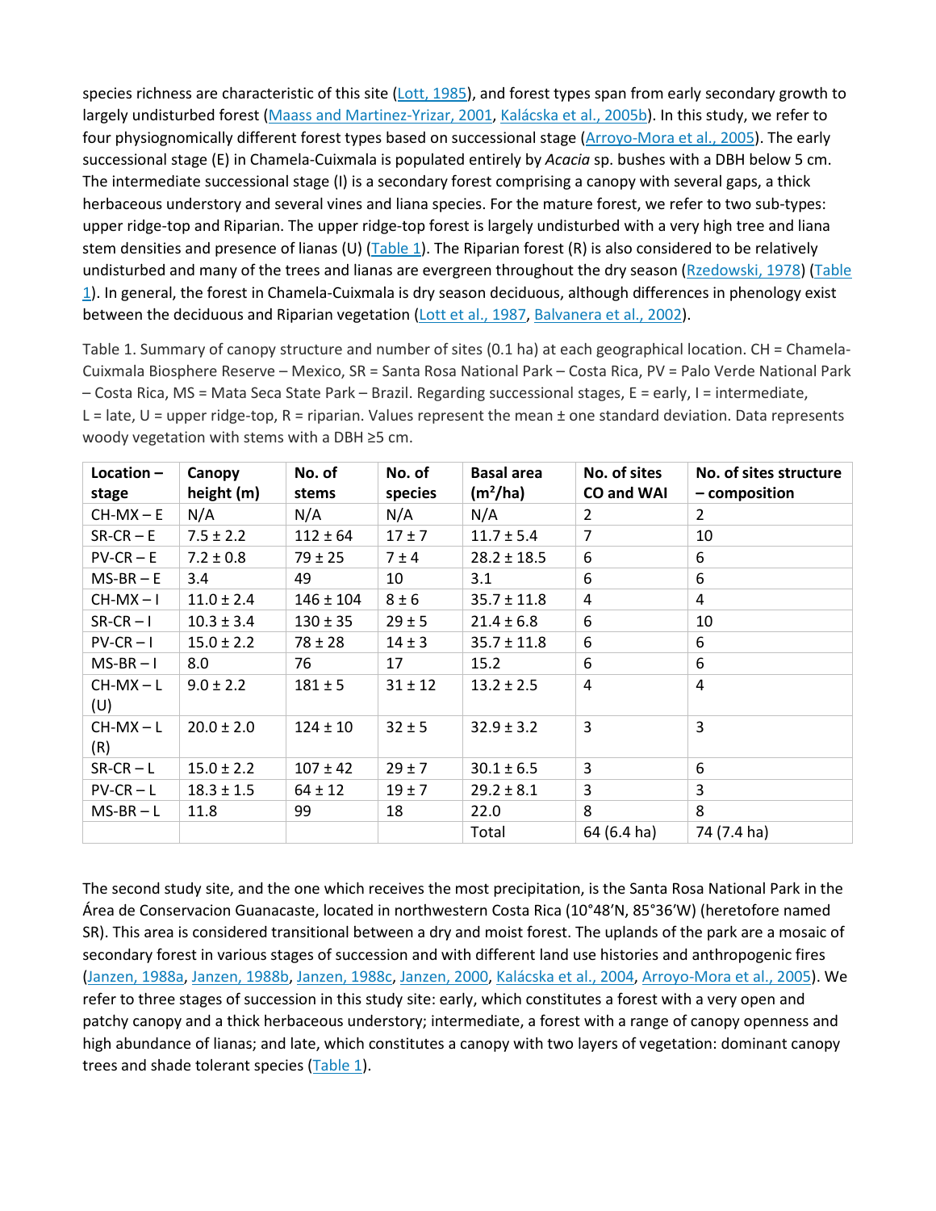species richness are characteristic of this site (Lott, 1985), and forest types span from early secondary growth to largely undisturbed forest (Maass and Martinez-Yrizar, 2001, Kalácska et al., 2005b). In this study, we refer to four physiognomically different forest types based on successional stage (Arroyo-Mora et al., 2005). The early successional stage (E) in Chamela-Cuixmala is populated entirely by *Acacia* sp. bushes with a DBH below 5 cm. The intermediate successional stage (I) is a secondary forest comprising a canopy with several gaps, a thick herbaceous understory and several vines and liana species. For the mature forest, we refer to two sub-types: upper ridge-top and Riparian. The upper ridge-top forest is largely undisturbed with a very high tree and liana stem densities and presence of lianas (U) (Table 1). The Riparian forest (R) is also considered to be relatively undisturbed and many of the trees and lianas are evergreen throughout the dry season (Rzedowski, 1978) (Table 1). In general, the forest in Chamela-Cuixmala is dry season deciduous, although differences in phenology exist between the deciduous and Riparian vegetation (Lott et al., 1987, Balvanera et al., 2002).

Table 1. Summary of canopy structure and number of sites (0.1 ha) at each geographical location. CH = Chamela-Cuixmala Biosphere Reserve – Mexico, SR = Santa Rosa National Park – Costa Rica, PV = Palo Verde National Park – Costa Rica, MS = Mata Seca State Park – Brazil. Regarding successional stages, E = early, I = intermediate, L = late, U = upper ridge-top, R = riparian. Values represent the mean ± one standard deviation. Data represents woody vegetation with stems with a DBH ≥5 cm.

| Location – stage | Canopy height (m) | No. of stems | No. of species | Basal area ($m^2$/ha) | No. of sites CO and WAI | No. of sites structure – composition |
|---|---|---|---|---|---|---|
| CH-MX – E | N/A | N/A | N/A | N/A | 2 | 2 |
| SR-CR – E | 7.5 ± 2.2 | 112 ± 64 | 17 ± 7 | 11.7 ± 5.4 | 7 | 10 |
| PV-CR – E | 7.2 ± 0.8 | 79 ± 25 | 7 ± 4 | 28.2 ± 18.5 | 6 | 6 |
| MS-BR – E | 3.4 | 49 | 10 | 3.1 | 6 | 6 |
| CH-MX – I | 11.0 ± 2.4 | 146 ± 104 | 8 ± 6 | 35.7 ± 11.8 | 4 | 4 |
| SR-CR – I | 10.3 ± 3.4 | 130 ± 35 | 29 ± 5 | 21.4 ± 6.8 | 6 | 10 |
| PV-CR – I | 15.0 ± 2.2 | 78 ± 28 | 14 ± 3 | 35.7 ± 11.8 | 6 | 6 |
| MS-BR – I | 8.0 | 76 | 17 | 15.2 | 6 | 6 |
| CH-MX – L (U) | 9.0 ± 2.2 | 181 ± 5 | 31 ± 12 | 13.2 ± 2.5 | 4 | 4 |
| CH-MX – L (R) | 20.0 ± 2.0 | 124 ± 10 | 32 ± 5 | 32.9 ± 3.2 | 3 | 3 |
| SR-CR – L | 15.0 ± 2.2 | 107 ± 42 | 29 ± 7 | 30.1 ± 6.5 | 3 | 6 |
| PV-CR – L | 18.3 ± 1.5 | 64 ± 12 | 19 ± 7 | 29.2 ± 8.1 | 3 | 3 |
| MS-BR – L | 11.8 | 99 | 18 | 22.0 | 8 | 8 |
| | | | | Total | 64 (6.4 ha) | 74 (7.4 ha) |

The second study site, and the one which receives the most precipitation, is the Santa Rosa National Park in the Área de Conservacion Guanacaste, located in northwestern Costa Rica (10°48′N, 85°36′W) (heretofore named SR). This area is considered transitional between a dry and moist forest. The uplands of the park are a mosaic of secondary forest in various stages of succession and with different land use histories and anthropogenic fires (Janzen, 1988a, Janzen, 1988b, Janzen, 1988c, Janzen, 2000, Kalácska et al., 2004, Arroyo-Mora et al., 2005). We refer to three stages of succession in this study site: early, which constitutes a forest with a very open and patchy canopy and a thick herbaceous understory; intermediate, a forest with a range of canopy openness and high abundance of lianas; and late, which constitutes a canopy with two layers of vegetation: dominant canopy trees and shade tolerant species (Table 1).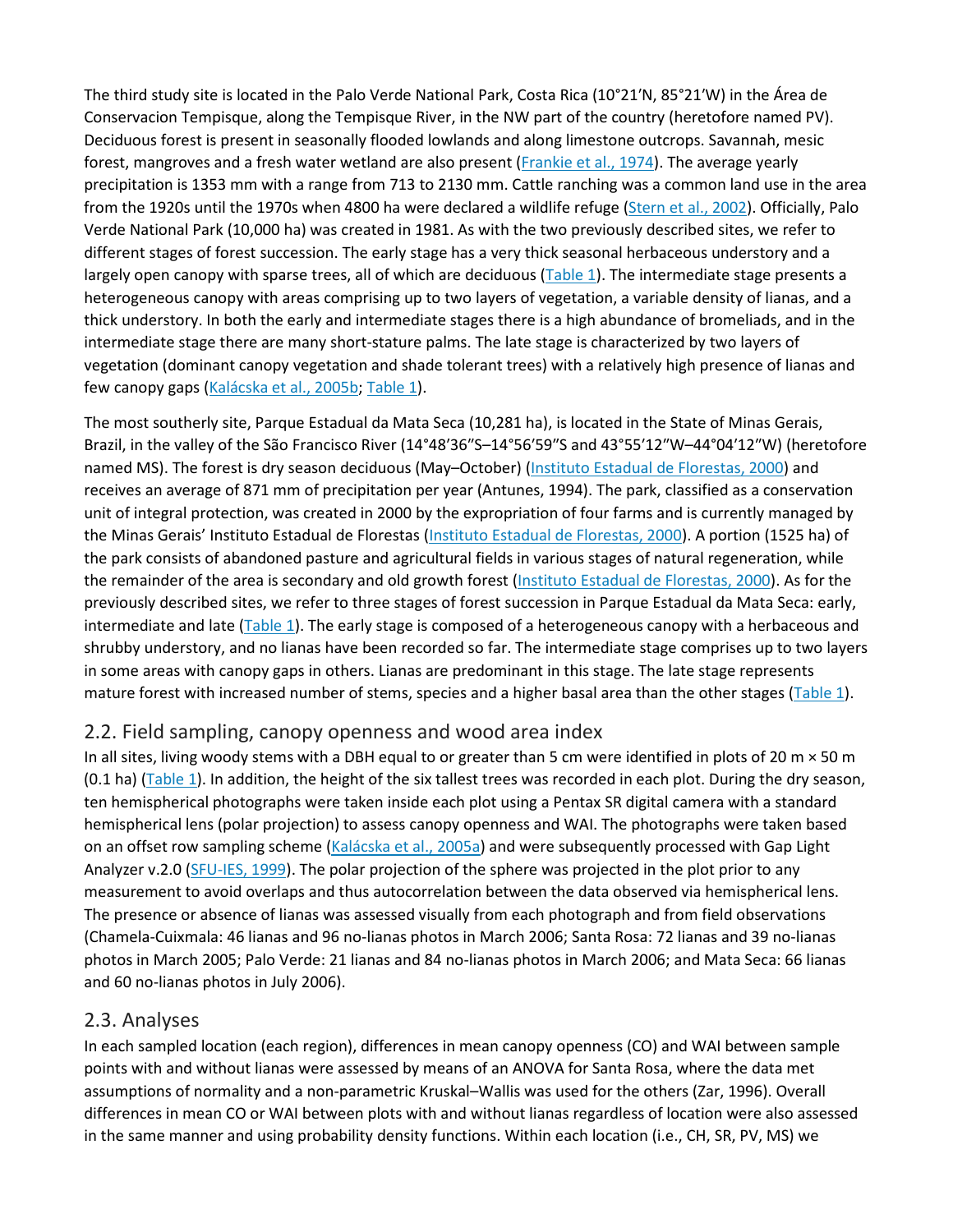The third study site is located in the Palo Verde National Park, Costa Rica (10°21′N, 85°21′W) in the Área de Conservacion Tempisque, along the Tempisque River, in the NW part of the country (heretofore named PV). Deciduous forest is present in seasonally flooded lowlands and along limestone outcrops. Savannah, mesic forest, mangroves and a fresh water wetland are also present (Frankie et al., 1974). The average yearly precipitation is 1353 mm with a range from 713 to 2130 mm. Cattle ranching was a common land use in the area from the 1920s until the 1970s when 4800 ha were declared a wildlife refuge (Stern et al., 2002). Officially, Palo Verde National Park (10,000 ha) was created in 1981. As with the two previously described sites, we refer to different stages of forest succession. The early stage has a very thick seasonal herbaceous understory and a largely open canopy with sparse trees, all of which are deciduous (Table 1). The intermediate stage presents a heterogeneous canopy with areas comprising up to two layers of vegetation, a variable density of lianas, and a thick understory. In both the early and intermediate stages there is a high abundance of bromeliads, and in the intermediate stage there are many short-stature palms. The late stage is characterized by two layers of vegetation (dominant canopy vegetation and shade tolerant trees) with a relatively high presence of lianas and few canopy gaps (Kalácska et al., 2005b; Table 1).

The most southerly site, Parque Estadual da Mata Seca (10,281 ha), is located in the State of Minas Gerais, Brazil, in the valley of the São Francisco River (14°48′36″S–14°56′59″S and 43°55′12″W–44°04′12″W) (heretofore named MS). The forest is dry season deciduous (May–October) (Instituto Estadual de Florestas, 2000) and receives an average of 871 mm of precipitation per year (Antunes, 1994). The park, classified as a conservation unit of integral protection, was created in 2000 by the expropriation of four farms and is currently managed by the Minas Gerais' Instituto Estadual de Florestas (Instituto Estadual de Florestas, 2000). A portion (1525 ha) of the park consists of abandoned pasture and agricultural fields in various stages of natural regeneration, while the remainder of the area is secondary and old growth forest (Instituto Estadual de Florestas, 2000). As for the previously described sites, we refer to three stages of forest succession in Parque Estadual da Mata Seca: early, intermediate and late (Table 1). The early stage is composed of a heterogeneous canopy with a herbaceous and shrubby understory, and no lianas have been recorded so far. The intermediate stage comprises up to two layers in some areas with canopy gaps in others. Lianas are predominant in this stage. The late stage represents mature forest with increased number of stems, species and a higher basal area than the other stages (Table 1).

## 2.2. Field sampling, canopy openness and wood area index

In all sites, living woody stems with a DBH equal to or greater than 5 cm were identified in plots of 20 m × 50 m (0.1 ha) (Table 1). In addition, the height of the six tallest trees was recorded in each plot. During the dry season, ten hemispherical photographs were taken inside each plot using a Pentax SR digital camera with a standard hemispherical lens (polar projection) to assess canopy openness and WAI. The photographs were taken based on an offset row sampling scheme (Kalácska et al., 2005a) and were subsequently processed with Gap Light Analyzer v.2.0 (SFU-IES, 1999). The polar projection of the sphere was projected in the plot prior to any measurement to avoid overlaps and thus autocorrelation between the data observed via hemispherical lens. The presence or absence of lianas was assessed visually from each photograph and from field observations (Chamela-Cuixmala: 46 lianas and 96 no-lianas photos in March 2006; Santa Rosa: 72 lianas and 39 no-lianas photos in March 2005; Palo Verde: 21 lianas and 84 no-lianas photos in March 2006; and Mata Seca: 66 lianas and 60 no-lianas photos in July 2006).

## 2.3. Analyses

In each sampled location (each region), differences in mean canopy openness (CO) and WAI between sample points with and without lianas were assessed by means of an ANOVA for Santa Rosa, where the data met assumptions of normality and a non-parametric Kruskal–Wallis was used for the others (Zar, 1996). Overall differences in mean CO or WAI between plots with and without lianas regardless of location were also assessed in the same manner and using probability density functions. Within each location (i.e., CH, SR, PV, MS) we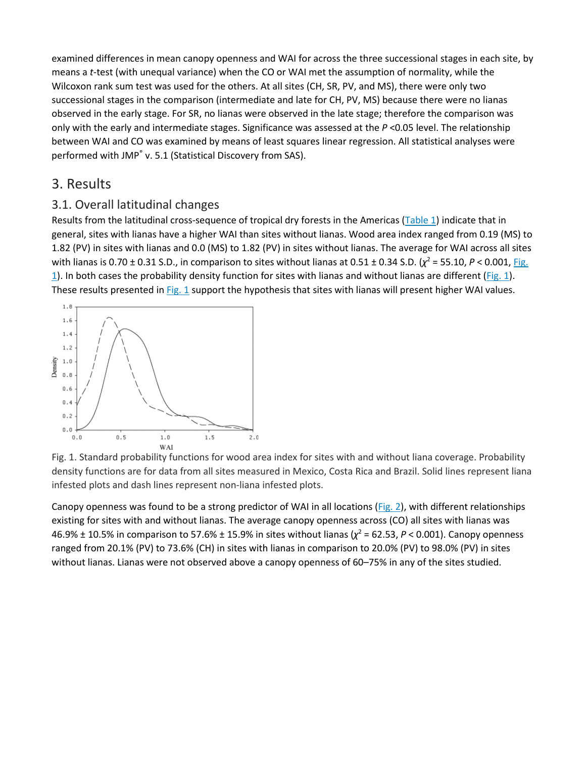examined differences in mean canopy openness and WAI for across the three successional stages in each site, by means a *t*-test (with unequal variance) when the CO or WAI met the assumption of normality, while the Wilcoxon rank sum test was used for the others. At all sites (CH, SR, PV, and MS), there were only two successional stages in the comparison (intermediate and late for CH, PV, MS) because there were no lianas observed in the early stage. For SR, no lianas were observed in the late stage; therefore the comparison was only with the early and intermediate stages. Significance was assessed at the $P$ <0.05 level. The relationship between WAI and CO was examined by means of least squares linear regression. All statistical analyses were performed with JMP® v. 5.1 (Statistical Discovery from SAS).

## 3. Results

### 3.1. Overall latitudinal changes

Results from the latitudinal cross-sequence of tropical dry forests in the Americas (Table 1) indicate that in general, sites with lianas have a higher WAI than sites without lianas. Wood area index ranged from 0.19 (MS) to 1.82 (PV) in sites with lianas and 0.0 (MS) to 1.82 (PV) in sites without lianas. The average for WAI across all sites with lianas is 0.70 ± 0.31 S.D., in comparison to sites without lianas at 0.51 ± 0.34 S.D. ($\chi^2$ = 55.10, $P$ < 0.001, Fig. 1). In both cases the probability density function for sites with lianas and without lianas are different (Fig. 1). These results presented in Fig. 1 support the hypothesis that sites with lianas will present higher WAI values.

Fig. 1. Standard probability functions for wood area index for sites with and without liana coverage. Probability density functions are for data from all sites measured in Mexico, Costa Rica and Brazil. Solid lines represent liana infested plots and dash lines represent non-liana infested plots.

Canopy openness was found to be a strong predictor of WAI in all locations (Fig. 2), with different relationships existing for sites with and without lianas. The average canopy openness across (CO) all sites with lianas was 46.9% ± 10.5% in comparison to 57.6% ± 15.9% in sites without lianas ($\chi^2$ = 62.53, $P$ < 0.001). Canopy openness ranged from 20.1% (PV) to 73.6% (CH) in sites with lianas in comparison to 20.0% (PV) to 98.0% (PV) in sites without lianas. Lianas were not observed above a canopy openness of 60–75% in any of the sites studied.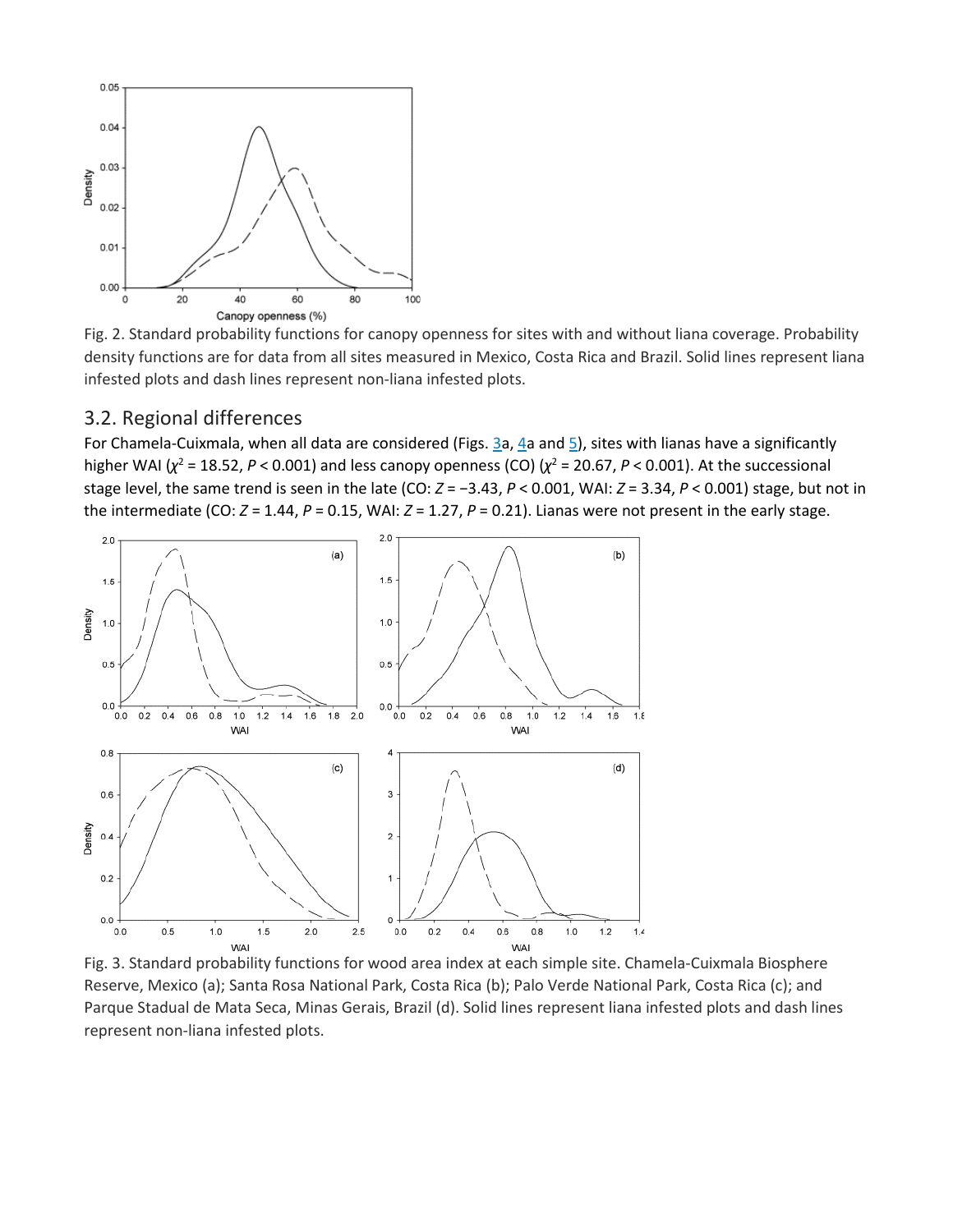Fig. 2. Standard probability functions for canopy openness for sites with and without liana coverage. Probability density functions are for data from all sites measured in Mexico, Costa Rica and Brazil. Solid lines represent liana infested plots and dash lines represent non-liana infested plots.

## 3.2. Regional differences

For Chamela-Cuixmala, when all data are considered (Figs. 3a, 4a and 5), sites with lianas have a significantly higher WAI ($\chi^2 = 18.52$, $P < 0.001$) and less canopy openness (CO) ($\chi^2 = 20.67$, $P < 0.001$). At the successional stage level, the same trend is seen in the late (CO: $Z = -3.43$, $P < 0.001$, WAI: $Z = 3.34$, $P < 0.001$) stage, but not in the intermediate (CO: $Z = 1.44$, $P = 0.15$, WAI: $Z = 1.27$, $P = 0.21$). Lianas were not present in the early stage.

Fig. 3. Standard probability functions for wood area index at each simple site. Chamela-Cuixmala Biosphere Reserve, Mexico (a); Santa Rosa National Park, Costa Rica (b); Palo Verde National Park, Costa Rica (c); and Parque Stadual de Mata Seca, Minas Gerais, Brazil (d). Solid lines represent liana infested plots and dash lines represent non-liana infested plots.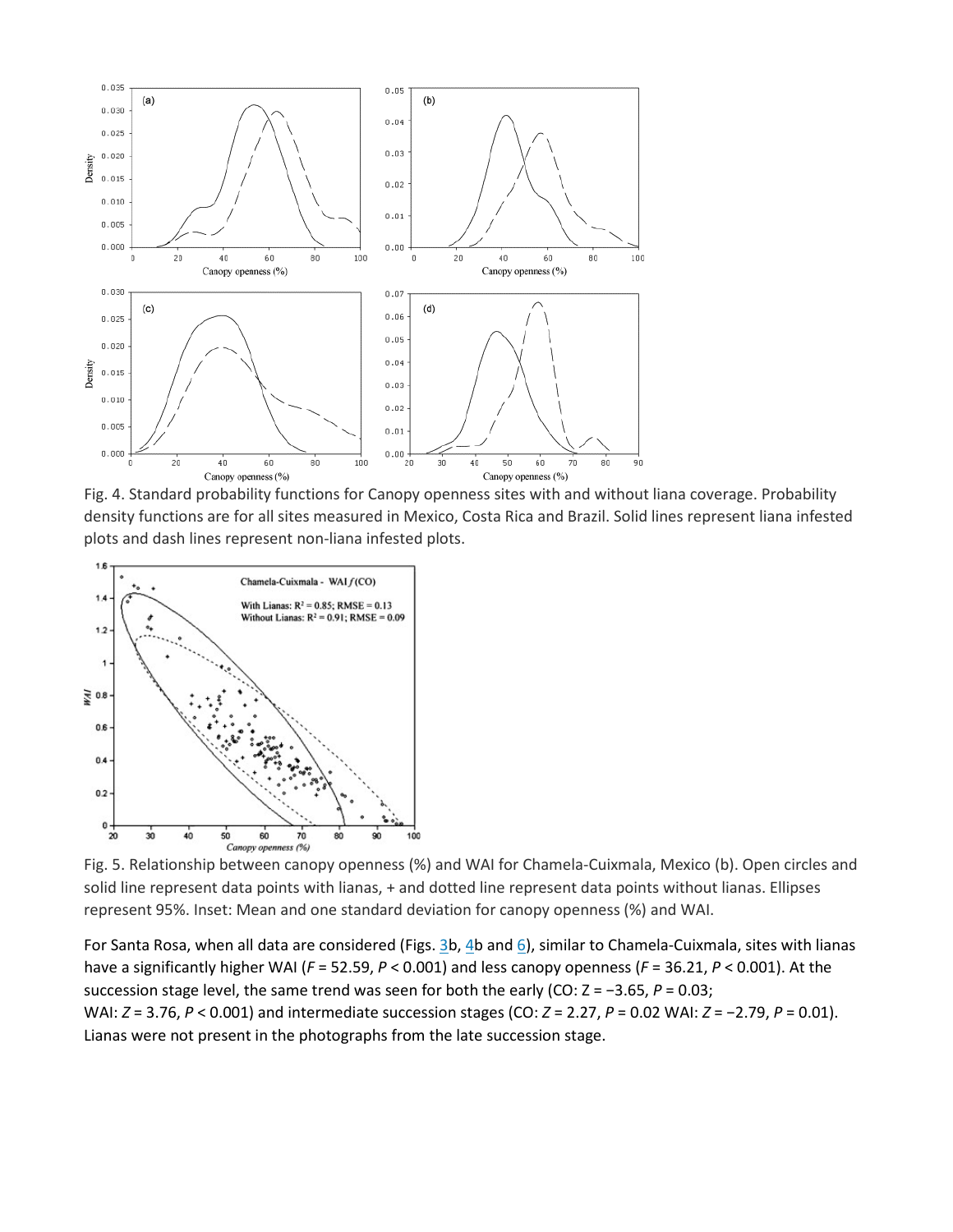Fig. 4. Standard probability functions for Canopy openness sites with and without liana coverage. Probability density functions are for all sites measured in Mexico, Costa Rica and Brazil. Solid lines represent liana infested plots and dash lines represent non-liana infested plots.

Fig. 5. Relationship between canopy openness (%) and WAI for Chamela-Cuixmala, Mexico (b). Open circles and solid line represent data points with lianas, + and dotted line represent data points without lianas. Ellipses represent 95%. Inset: Mean and one standard deviation for canopy openness (%) and WAI.

For Santa Rosa, when all data are considered (Figs. 3b, 4b and 6), similar to Chamela-Cuixmala, sites with lianas have a significantly higher WAI ($F = 52.59$, $P < 0.001$) and less canopy openness ($F = 36.21$, $P < 0.001$). At the succession stage level, the same trend was seen for both the early (CO: $Z = -3.65$, $P = 0.03$; WAI: $Z = 3.76$, $P < 0.001$) and intermediate succession stages (CO: $Z = 2.27$, $P = 0.02$ WAI: $Z = -2.79$, $P = 0.01$). Lianas were not present in the photographs from the late succession stage.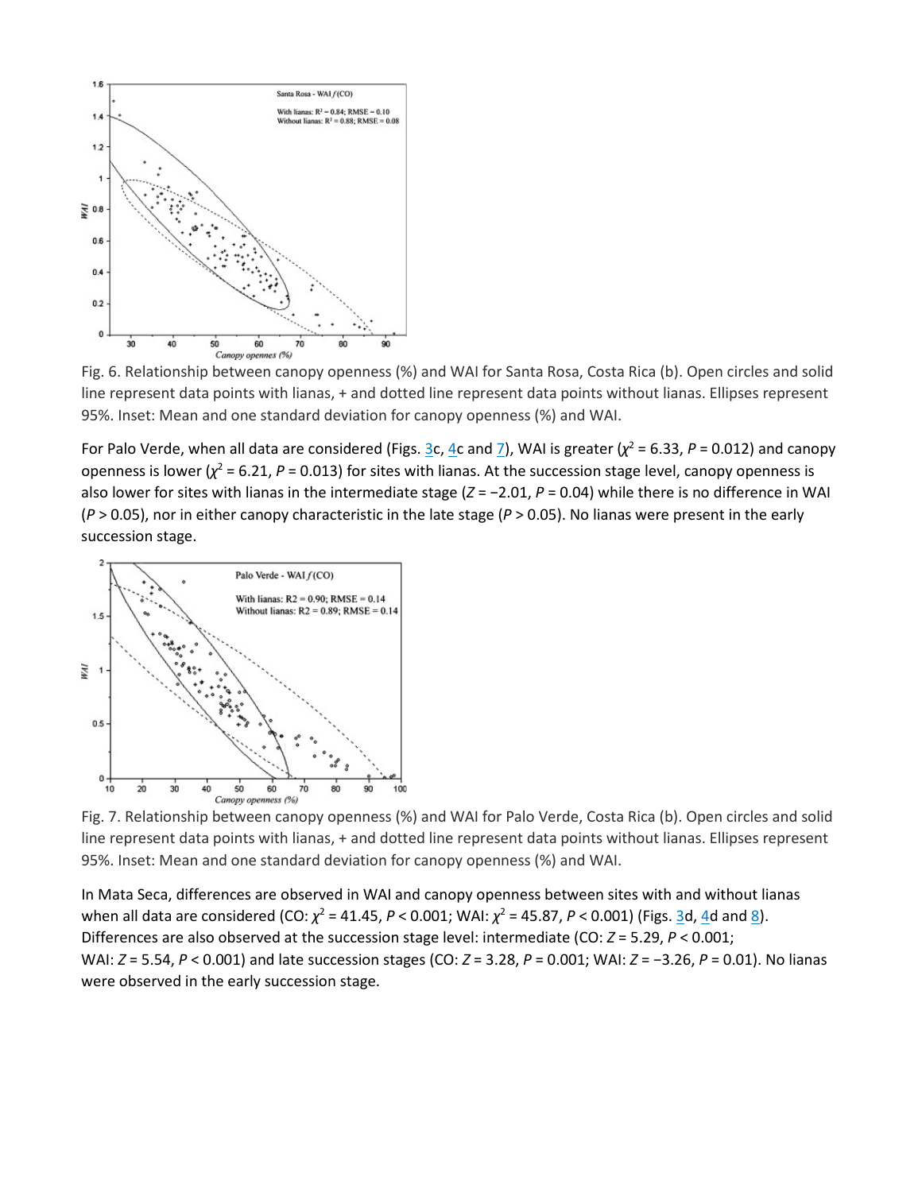Fig. 6. Relationship between canopy openness (%) and WAI for Santa Rosa, Costa Rica (b). Open circles and solid line represent data points with lianas, + and dotted line represent data points without lianas. Ellipses represent 95%. Inset: Mean and one standard deviation for canopy openness (%) and WAI.

For Palo Verde, when all data are considered (Figs. 3c, 4c and 7), WAI is greater ($\chi^2 = 6.33$, $P = 0.012$) and canopy openness is lower ($\chi^2 = 6.21$, $P = 0.013$) for sites with lianas. At the succession stage level, canopy openness is also lower for sites with lianas in the intermediate stage ($Z = -2.01$, $P = 0.04$) while there is no difference in WAI ($P > 0.05$), nor in either canopy characteristic in the late stage ($P > 0.05$). No lianas were present in the early succession stage.

Fig. 7. Relationship between canopy openness (%) and WAI for Palo Verde, Costa Rica (b). Open circles and solid line represent data points with lianas, + and dotted line represent data points without lianas. Ellipses represent 95%. Inset: Mean and one standard deviation for canopy openness (%) and WAI.

In Mata Seca, differences are observed in WAI and canopy openness between sites with and without lianas when all data are considered (CO: $\chi^2 = 41.45$, $P < 0.001$; WAI: $\chi^2 = 45.87$, $P < 0.001$) (Figs. 3d, 4d and 8). Differences are also observed at the succession stage level: intermediate (CO: $Z = 5.29$, $P < 0.001$; WAI: $Z = 5.54$, $P < 0.001$) and late succession stages (CO: $Z = 3.28$, $P = 0.001$; WAI: $Z = -3.26$, $P = 0.01$). No lianas were observed in the early succession stage.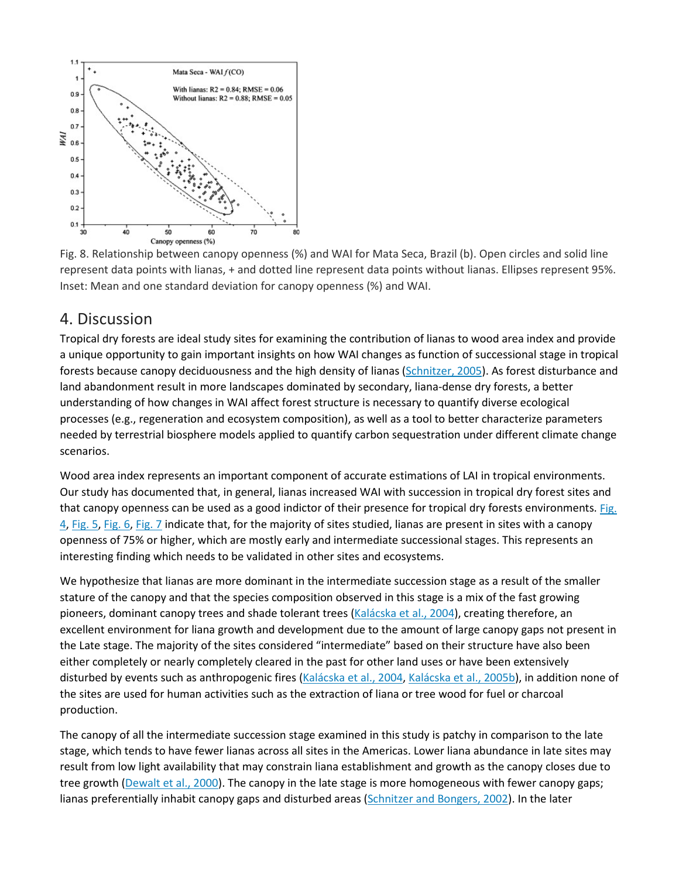Fig. 8. Relationship between canopy openness (%) and WAI for Mata Seca, Brazil (b). Open circles and solid line represent data points with lianas, + and dotted line represent data points without lianas. Ellipses represent 95%. Inset: Mean and one standard deviation for canopy openness (%) and WAI.

## 4. Discussion

Tropical dry forests are ideal study sites for examining the contribution of lianas to wood area index and provide a unique opportunity to gain important insights on how WAI changes as function of successional stage in tropical forests because canopy deciduousness and the high density of lianas (Schnitzer, 2005). As forest disturbance and land abandonment result in more landscapes dominated by secondary, liana-dense dry forests, a better understanding of how changes in WAI affect forest structure is necessary to quantify diverse ecological processes (e.g., regeneration and ecosystem composition), as well as a tool to better characterize parameters needed by terrestrial biosphere models applied to quantify carbon sequestration under different climate change scenarios.

Wood area index represents an important component of accurate estimations of LAI in tropical environments. Our study has documented that, in general, lianas increased WAI with succession in tropical dry forest sites and that canopy openness can be used as a good indictor of their presence for tropical dry forests environments. Fig. 4, Fig. 5, Fig. 6, Fig. 7 indicate that, for the majority of sites studied, lianas are present in sites with a canopy openness of 75% or higher, which are mostly early and intermediate successional stages. This represents an interesting finding which needs to be validated in other sites and ecosystems.

We hypothesize that lianas are more dominant in the intermediate succession stage as a result of the smaller stature of the canopy and that the species composition observed in this stage is a mix of the fast growing pioneers, dominant canopy trees and shade tolerant trees (Kalácska et al., 2004), creating therefore, an excellent environment for liana growth and development due to the amount of large canopy gaps not present in the Late stage. The majority of the sites considered "intermediate" based on their structure have also been either completely or nearly completely cleared in the past for other land uses or have been extensively disturbed by events such as anthropogenic fires (Kalácska et al., 2004, Kalácska et al., 2005b), in addition none of the sites are used for human activities such as the extraction of liana or tree wood for fuel or charcoal production.

The canopy of all the intermediate succession stage examined in this study is patchy in comparison to the late stage, which tends to have fewer lianas across all sites in the Americas. Lower liana abundance in late sites may result from low light availability that may constrain liana establishment and growth as the canopy closes due to tree growth (Dewalt et al., 2000). The canopy in the late stage is more homogeneous with fewer canopy gaps; lianas preferentially inhabit canopy gaps and disturbed areas (Schnitzer and Bongers, 2002). In the later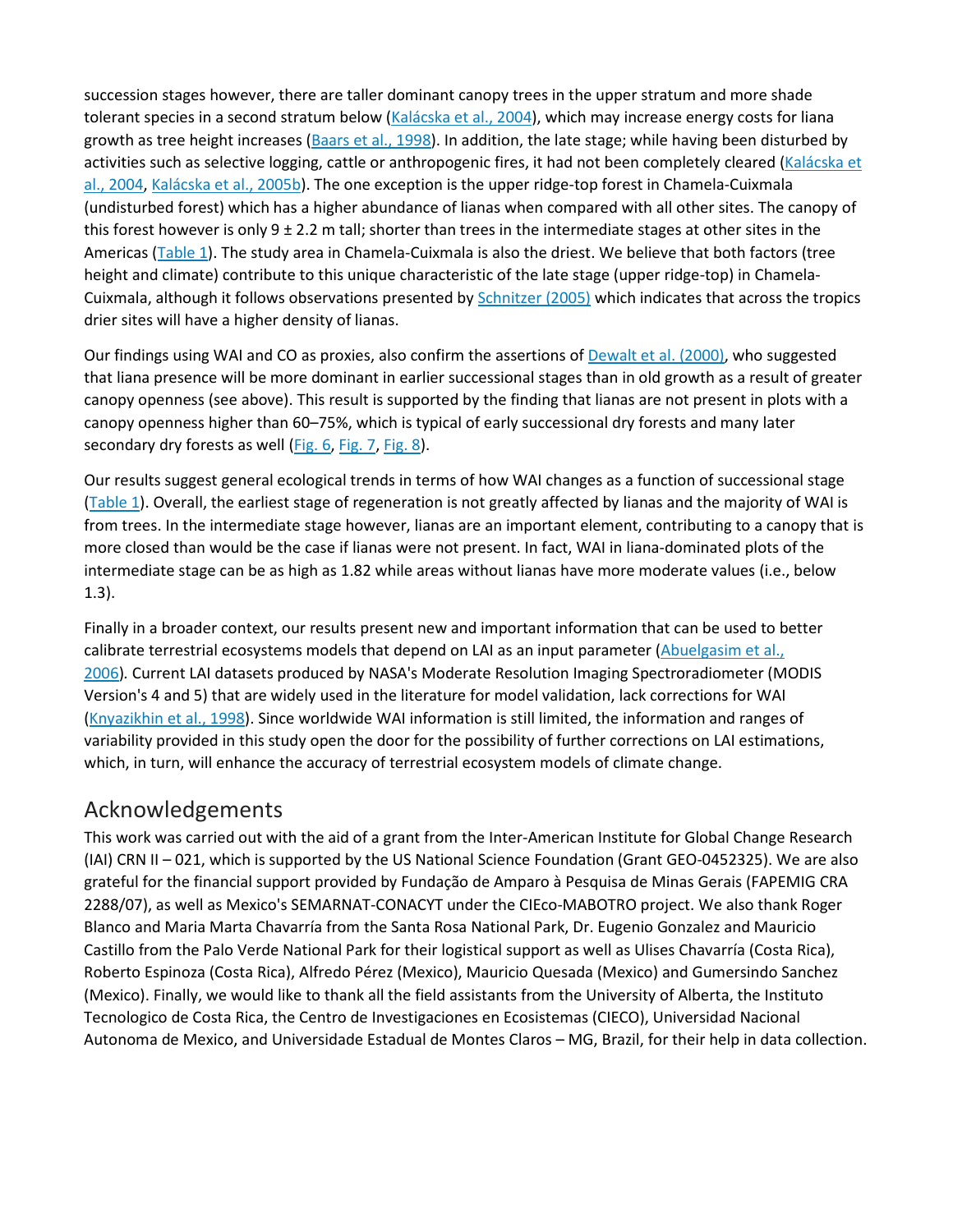succession stages however, there are taller dominant canopy trees in the upper stratum and more shade tolerant species in a second stratum below (Kalácska et al., 2004), which may increase energy costs for liana growth as tree height increases (Baars et al., 1998). In addition, the late stage; while having been disturbed by activities such as selective logging, cattle or anthropogenic fires, it had not been completely cleared (Kalácska et al., 2004, Kalácska et al., 2005b). The one exception is the upper ridge-top forest in Chamela-Cuixmala (undisturbed forest) which has a higher abundance of lianas when compared with all other sites. The canopy of this forest however is only 9 ± 2.2 m tall; shorter than trees in the intermediate stages at other sites in the Americas (Table 1). The study area in Chamela-Cuixmala is also the driest. We believe that both factors (tree height and climate) contribute to this unique characteristic of the late stage (upper ridge-top) in Chamela-Cuixmala, although it follows observations presented by Schnitzer (2005) which indicates that across the tropics drier sites will have a higher density of lianas.

Our findings using WAI and CO as proxies, also confirm the assertions of Dewalt et al. (2000), who suggested that liana presence will be more dominant in earlier successional stages than in old growth as a result of greater canopy openness (see above). This result is supported by the finding that lianas are not present in plots with a canopy openness higher than 60–75%, which is typical of early successional dry forests and many later secondary dry forests as well (Fig. 6, Fig. 7, Fig. 8).

Our results suggest general ecological trends in terms of how WAI changes as a function of successional stage (Table 1). Overall, the earliest stage of regeneration is not greatly affected by lianas and the majority of WAI is from trees. In the intermediate stage however, lianas are an important element, contributing to a canopy that is more closed than would be the case if lianas were not present. In fact, WAI in liana-dominated plots of the intermediate stage can be as high as 1.82 while areas without lianas have more moderate values (i.e., below 1.3).

Finally in a broader context, our results present new and important information that can be used to better calibrate terrestrial ecosystems models that depend on LAI as an input parameter (Abuelgasim et al., 2006). Current LAI datasets produced by NASA's Moderate Resolution Imaging Spectroradiometer (MODIS Version's 4 and 5) that are widely used in the literature for model validation, lack corrections for WAI (Knyazikhin et al., 1998). Since worldwide WAI information is still limited, the information and ranges of variability provided in this study open the door for the possibility of further corrections on LAI estimations, which, in turn, will enhance the accuracy of terrestrial ecosystem models of climate change.

## Acknowledgements

This work was carried out with the aid of a grant from the Inter-American Institute for Global Change Research (IAI) CRN II – 021, which is supported by the US National Science Foundation (Grant GEO-0452325). We are also grateful for the financial support provided by Fundação de Amparo à Pesquisa de Minas Gerais (FAPEMIG CRA 2288/07), as well as Mexico's SEMARNAT-CONACYT under the CIEco-MABOTRO project. We also thank Roger Blanco and Maria Marta Chavarría from the Santa Rosa National Park, Dr. Eugenio Gonzalez and Mauricio Castillo from the Palo Verde National Park for their logistical support as well as Ulises Chavarría (Costa Rica), Roberto Espinoza (Costa Rica), Alfredo Pérez (Mexico), Mauricio Quesada (Mexico) and Gumersindo Sanchez (Mexico). Finally, we would like to thank all the field assistants from the University of Alberta, the Instituto Tecnologico de Costa Rica, the Centro de Investigaciones en Ecosistemas (CIECO), Universidad Nacional Autonoma de Mexico, and Universidade Estadual de Montes Claros – MG, Brazil, for their help in data collection.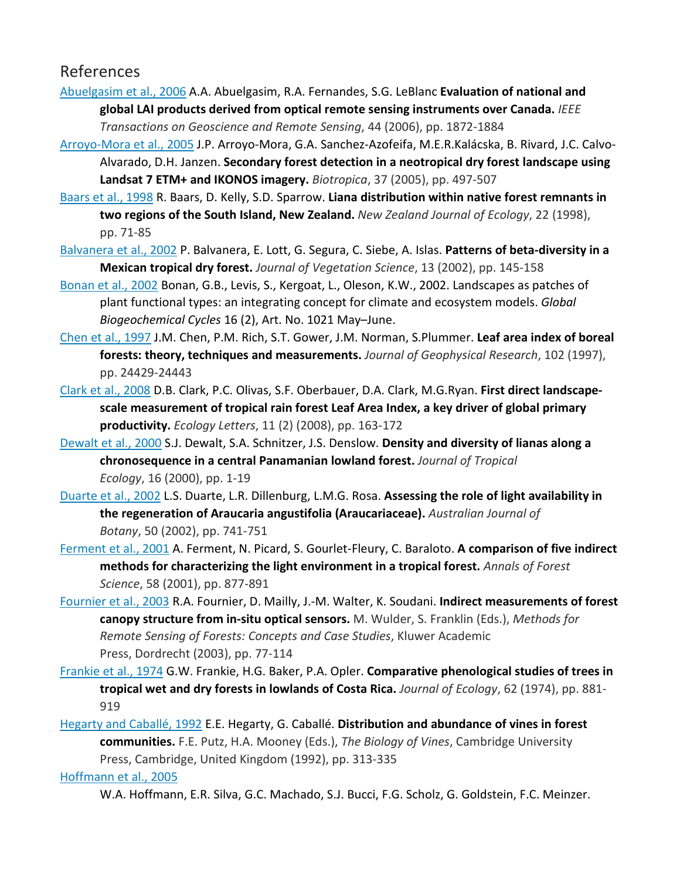## References

Abuelgasim et al., 2006 A.A. Abuelgasim, R.A. Fernandes, S.G. LeBlanc **Evaluation of national and global LAI products derived from optical remote sensing instruments over Canada.** *IEEE Transactions on Geoscience and Remote Sensing*, 44 (2006), pp. 1872-1884

Arroyo-Mora et al., 2005 J.P. Arroyo-Mora, G.A. Sanchez-Azofeifa, M.E.R.Kalácska, B. Rivard, J.C. Calvo-Alvarado, D.H. Janzen. **Secondary forest detection in a neotropical dry forest landscape using Landsat 7 ETM+ and IKONOS imagery.** *Biotropica*, 37 (2005), pp. 497-507

Baars et al., 1998 R. Baars, D. Kelly, S.D. Sparrow. **Liana distribution within native forest remnants in two regions of the South Island, New Zealand.** *New Zealand Journal of Ecology*, 22 (1998), pp. 71-85

Balvanera et al., 2002 P. Balvanera, E. Lott, G. Segura, C. Siebe, A. Islas. **Patterns of beta-diversity in a Mexican tropical dry forest.** *Journal of Vegetation Science*, 13 (2002), pp. 145-158

Bonan et al., 2002 Bonan, G.B., Levis, S., Kergoat, L., Oleson, K.W., 2002. Landscapes as patches of plant functional types: an integrating concept for climate and ecosystem models. *Global Biogeochemical Cycles* 16 (2), Art. No. 1021 May–June.

Chen et al., 1997 J.M. Chen, P.M. Rich, S.T. Gower, J.M. Norman, S.Plummer. **Leaf area index of boreal forests: theory, techniques and measurements.** *Journal of Geophysical Research*, 102 (1997), pp. 24429-24443

Clark et al., 2008 D.B. Clark, P.C. Olivas, S.F. Oberbauer, D.A. Clark, M.G.Ryan. **First direct landscape-scale measurement of tropical rain forest Leaf Area Index, a key driver of global primary productivity.** *Ecology Letters*, 11 (2) (2008), pp. 163-172

Dewalt et al., 2000 S.J. Dewalt, S.A. Schnitzer, J.S. Denslow. **Density and diversity of lianas along a chronosequence in a central Panamanian lowland forest.** *Journal of Tropical Ecology*, 16 (2000), pp. 1-19

Duarte et al., 2002 L.S. Duarte, L.R. Dillenburg, L.M.G. Rosa. **Assessing the role of light availability in the regeneration of Araucaria angustifolia (Araucariaceae).** *Australian Journal of Botany*, 50 (2002), pp. 741-751

Ferment et al., 2001 A. Ferment, N. Picard, S. Gourlet-Fleury, C. Baraloto. **A comparison of five indirect methods for characterizing the light environment in a tropical forest.** *Annals of Forest Science*, 58 (2001), pp. 877-891

Fournier et al., 2003 R.A. Fournier, D. Mailly, J.-M. Walter, K. Soudani. **Indirect measurements of forest canopy structure from in-situ optical sensors.** M. Wulder, S. Franklin (Eds.), *Methods for Remote Sensing of Forests: Concepts and Case Studies*, Kluwer Academic Press, Dordrecht (2003), pp. 77-114

Frankie et al., 1974 G.W. Frankie, H.G. Baker, P.A. Opler. **Comparative phenological studies of trees in tropical wet and dry forests in lowlands of Costa Rica.** *Journal of Ecology*, 62 (1974), pp. 881-919

Hegarty and Caballé, 1992 E.E. Hegarty, G. Caballé. **Distribution and abundance of vines in forest communities.** F.E. Putz, H.A. Mooney (Eds.), *The Biology of Vines*, Cambridge University Press, Cambridge, United Kingdom (1992), pp. 313-335

Hoffmann et al., 2005

W.A. Hoffmann, E.R. Silva, G.C. Machado, S.J. Bucci, F.G. Scholz, G. Goldstein, F.C. Meinzer.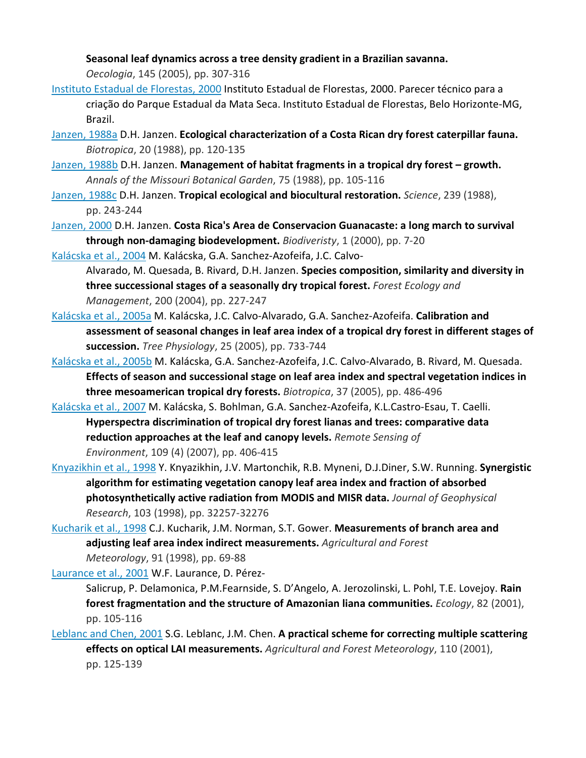**Seasonal leaf dynamics across a tree density gradient in a Brazilian savanna.** *Oecologia*, 145 (2005), pp. 307-316

Instituto Estadual de Florestas, 2000 Instituto Estadual de Florestas, 2000. Parecer técnico para a criação do Parque Estadual da Mata Seca. Instituto Estadual de Florestas, Belo Horizonte-MG, Brazil.

Janzen, 1988a D.H. Janzen. **Ecological characterization of a Costa Rican dry forest caterpillar fauna.** *Biotropica*, 20 (1988), pp. 120-135

Janzen, 1988b D.H. Janzen. **Management of habitat fragments in a tropical dry forest – growth.** *Annals of the Missouri Botanical Garden*, 75 (1988), pp. 105-116

Janzen, 1988c D.H. Janzen. **Tropical ecological and biocultural restoration.** *Science*, 239 (1988), pp. 243-244

Janzen, 2000 D.H. Janzen. **Costa Rica's Area de Conservacion Guanacaste: a long march to survival through non-damaging biodevelopment.** *Biodiveristy*, 1 (2000), pp. 7-20

Kalácska et al., 2004 M. Kalácska, G.A. Sanchez-Azofeifa, J.C. Calvo-Alvarado, M. Quesada, B. Rivard, D.H. Janzen. **Species composition, similarity and diversity in three successional stages of a seasonally dry tropical forest.** *Forest Ecology and Management*, 200 (2004), pp. 227-247

Kalácska et al., 2005a M. Kalácska, J.C. Calvo-Alvarado, G.A. Sanchez-Azofeifa. **Calibration and assessment of seasonal changes in leaf area index of a tropical dry forest in different stages of succession.** *Tree Physiology*, 25 (2005), pp. 733-744

Kalácska et al., 2005b M. Kalácska, G.A. Sanchez-Azofeifa, J.C. Calvo-Alvarado, B. Rivard, M. Quesada. **Effects of season and successional stage on leaf area index and spectral vegetation indices in three mesoamerican tropical dry forests.** *Biotropica*, 37 (2005), pp. 486-496

Kalácska et al., 2007 M. Kalácska, S. Bohlman, G.A. Sanchez-Azofeifa, K.L.Castro-Esau, T. Caelli. **Hyperspectra discrimination of tropical dry forest lianas and trees: comparative data reduction approaches at the leaf and canopy levels.** *Remote Sensing of Environment*, 109 (4) (2007), pp. 406-415

Knyazikhin et al., 1998 Y. Knyazikhin, J.V. Martonchik, R.B. Myneni, D.J.Diner, S.W. Running. **Synergistic algorithm for estimating vegetation canopy leaf area index and fraction of absorbed photosynthetically active radiation from MODIS and MISR data.** *Journal of Geophysical Research*, 103 (1998), pp. 32257-32276

Kucharik et al., 1998 C.J. Kucharik, J.M. Norman, S.T. Gower. **Measurements of branch area and adjusting leaf area index indirect measurements.** *Agricultural and Forest Meteorology*, 91 (1998), pp. 69-88

Laurance et al., 2001 W.F. Laurance, D. Pérez-Salicrup, P. Delamonica, P.M.Fearnside, S. D'Angelo, A. Jerozolinski, L. Pohl, T.E. Lovejoy. **Rain forest fragmentation and the structure of Amazonian liana communities.** *Ecology*, 82 (2001), pp. 105-116

Leblanc and Chen, 2001 S.G. Leblanc, J.M. Chen. **A practical scheme for correcting multiple scattering effects on optical LAI measurements.** *Agricultural and Forest Meteorology*, 110 (2001), pp. 125-139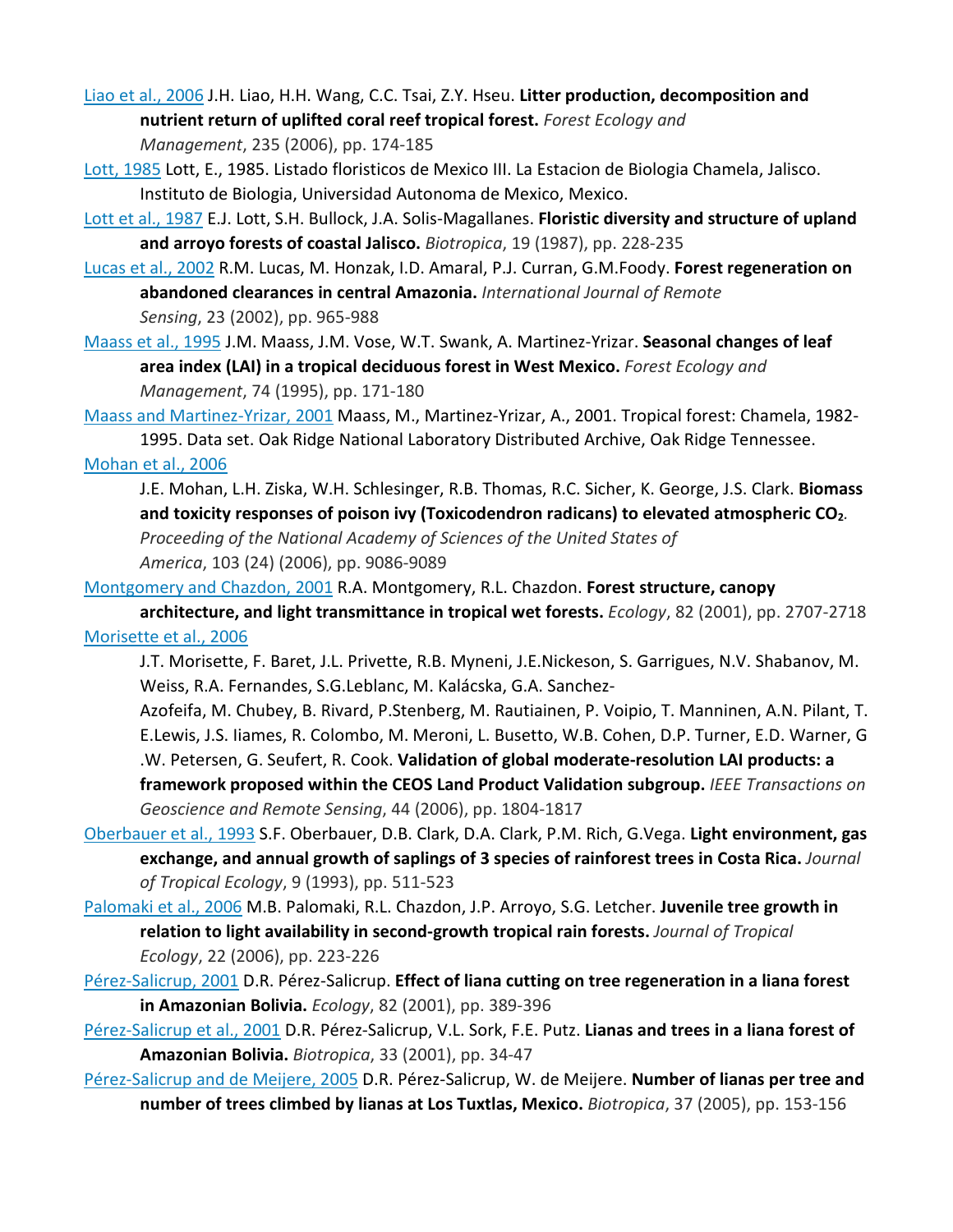Liao et al., 2006 J.H. Liao, H.H. Wang, C.C. Tsai, Z.Y. Hseu. **Litter production, decomposition and nutrient return of uplifted coral reef tropical forest.** *Forest Ecology and Management*, 235 (2006), pp. 174-185

Lott, 1985 Lott, E., 1985. Listado floristicos de Mexico III. La Estacion de Biologia Chamela, Jalisco. Instituto de Biologia, Universidad Autonoma de Mexico, Mexico.

Lott et al., 1987 E.J. Lott, S.H. Bullock, J.A. Solis-Magallanes. **Floristic diversity and structure of upland and arroyo forests of coastal Jalisco.** *Biotropica*, 19 (1987), pp. 228-235

Lucas et al., 2002 R.M. Lucas, M. Honzak, I.D. Amaral, P.J. Curran, G.M.Foody. **Forest regeneration on abandoned clearances in central Amazonia.** *International Journal of Remote Sensing*, 23 (2002), pp. 965-988

Maass et al., 1995 J.M. Maass, J.M. Vose, W.T. Swank, A. Martinez-Yrizar. **Seasonal changes of leaf area index (LAI) in a tropical deciduous forest in West Mexico.** *Forest Ecology and Management*, 74 (1995), pp. 171-180

Maass and Martinez-Yrizar, 2001 Maass, M., Martinez-Yrizar, A., 2001. Tropical forest: Chamela, 1982-1995. Data set. Oak Ridge National Laboratory Distributed Archive, Oak Ridge Tennessee.

Mohan et al., 2006 J.E. Mohan, L.H. Ziska, W.H. Schlesinger, R.B. Thomas, R.C. Sicher, K. George, J.S. Clark. **Biomass and toxicity responses of poison ivy (Toxicodendron radicans) to elevated atmospheric $CO_2$.** *Proceeding of the National Academy of Sciences of the United States of America*, 103 (24) (2006), pp. 9086-9089

Montgomery and Chazdon, 2001 R.A. Montgomery, R.L. Chazdon. **Forest structure, canopy architecture, and light transmittance in tropical wet forests.** *Ecology*, 82 (2001), pp. 2707-2718

Morisette et al., 2006 J.T. Morisette, F. Baret, J.L. Privette, R.B. Myneni, J.E.Nickeson, S. Garrigues, N.V. Shabanov, M. Weiss, R.A. Fernandes, S.G.Leblanc, M. Kalácska, G.A. Sanchez-Azofeifa, M. Chubey, B. Rivard, P.Stenberg, M. Rautiainen, P. Voipio, T. Manninen, A.N. Pilant, T. E.Lewis, J.S. Iiames, R. Colombo, M. Meroni, L. Busetto, W.B. Cohen, D.P. Turner, E.D. Warner, G .W. Petersen, G. Seufert, R. Cook. **Validation of global moderate-resolution LAI products: a framework proposed within the CEOS Land Product Validation subgroup.** *IEEE Transactions on Geoscience and Remote Sensing*, 44 (2006), pp. 1804-1817

Oberbauer et al., 1993 S.F. Oberbauer, D.B. Clark, D.A. Clark, P.M. Rich, G.Vega. **Light environment, gas exchange, and annual growth of saplings of 3 species of rainforest trees in Costa Rica.** *Journal of Tropical Ecology*, 9 (1993), pp. 511-523

Palomaki et al., 2006 M.B. Palomaki, R.L. Chazdon, J.P. Arroyo, S.G. Letcher. **Juvenile tree growth in relation to light availability in second-growth tropical rain forests.** *Journal of Tropical Ecology*, 22 (2006), pp. 223-226

Pérez-Salicrup, 2001 D.R. Pérez-Salicrup. **Effect of liana cutting on tree regeneration in a liana forest in Amazonian Bolivia.** *Ecology*, 82 (2001), pp. 389-396

Pérez-Salicrup et al., 2001 D.R. Pérez-Salicrup, V.L. Sork, F.E. Putz. **Lianas and trees in a liana forest of Amazonian Bolivia.** *Biotropica*, 33 (2001), pp. 34-47

Pérez-Salicrup and de Meijere, 2005 D.R. Pérez-Salicrup, W. de Meijere. **Number of lianas per tree and number of trees climbed by lianas at Los Tuxtlas, Mexico.** *Biotropica*, 37 (2005), pp. 153-156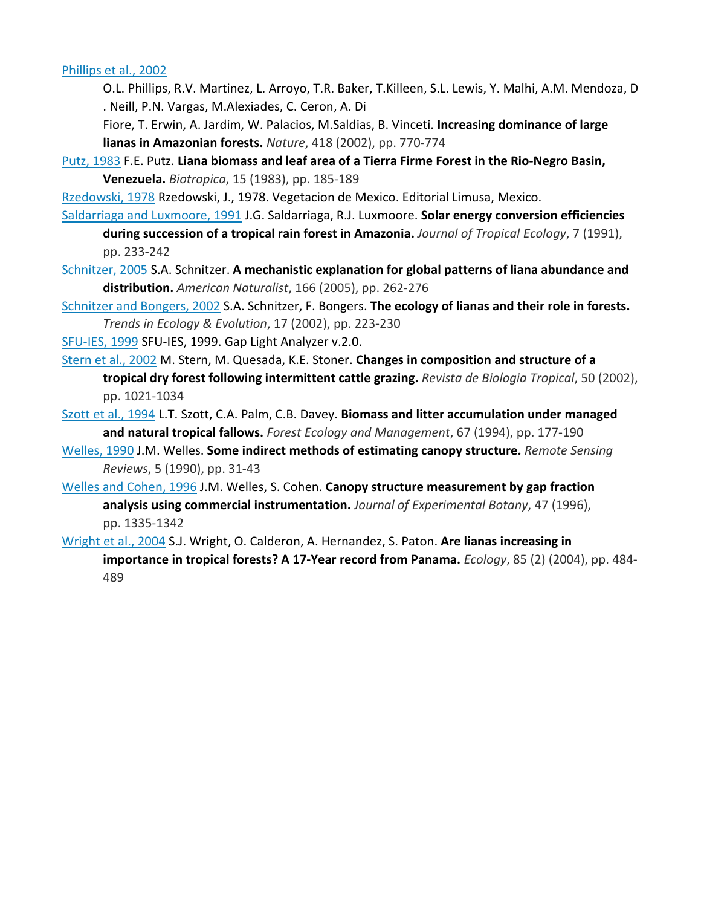Phillips et al., 2002
O.L. Phillips, R.V. Martinez, L. Arroyo, T.R. Baker, T.Killeen, S.L. Lewis, Y. Malhi, A.M. Mendoza, D. Neill, P.N. Vargas, M.Alexiades, C. Ceron, A. Di Fiore, T. Erwin, A. Jardim, W. Palacios, M.Saldias, B. Vinceti. **Increasing dominance of large lianas in Amazonian forests.** *Nature*, 418 (2002), pp. 770-774

Putz, 1983 F.E. Putz. **Liana biomass and leaf area of a Tierra Firme Forest in the Rio-Negro Basin, Venezuela.** *Biotropica*, 15 (1983), pp. 185-189

Rzedowski, 1978 Rzedowski, J., 1978. Vegetacion de Mexico. Editorial Limusa, Mexico.

Saldarriaga and Luxmoore, 1991 J.G. Saldarriaga, R.J. Luxmoore. **Solar energy conversion efficiencies during succession of a tropical rain forest in Amazonia.** *Journal of Tropical Ecology*, 7 (1991), pp. 233-242

Schnitzer, 2005 S.A. Schnitzer. **A mechanistic explanation for global patterns of liana abundance and distribution.** *American Naturalist*, 166 (2005), pp. 262-276

Schnitzer and Bongers, 2002 S.A. Schnitzer, F. Bongers. **The ecology of lianas and their role in forests.** *Trends in Ecology & Evolution*, 17 (2002), pp. 223-230

SFU-IES, 1999 SFU-IES, 1999. Gap Light Analyzer v.2.0.

Stern et al., 2002 M. Stern, M. Quesada, K.E. Stoner. **Changes in composition and structure of a tropical dry forest following intermittent cattle grazing.** *Revista de Biologia Tropical*, 50 (2002), pp. 1021-1034

Szott et al., 1994 L.T. Szott, C.A. Palm, C.B. Davey. **Biomass and litter accumulation under managed and natural tropical fallows.** *Forest Ecology and Management*, 67 (1994), pp. 177-190

Welles, 1990 J.M. Welles. **Some indirect methods of estimating canopy structure.** *Remote Sensing Reviews*, 5 (1990), pp. 31-43

Welles and Cohen, 1996 J.M. Welles, S. Cohen. **Canopy structure measurement by gap fraction analysis using commercial instrumentation.** *Journal of Experimental Botany*, 47 (1996), pp. 1335-1342

Wright et al., 2004 S.J. Wright, O. Calderon, A. Hernandez, S. Paton. **Are lianas increasing in importance in tropical forests? A 17-Year record from Panama.** *Ecology*, 85 (2) (2004), pp. 484-489